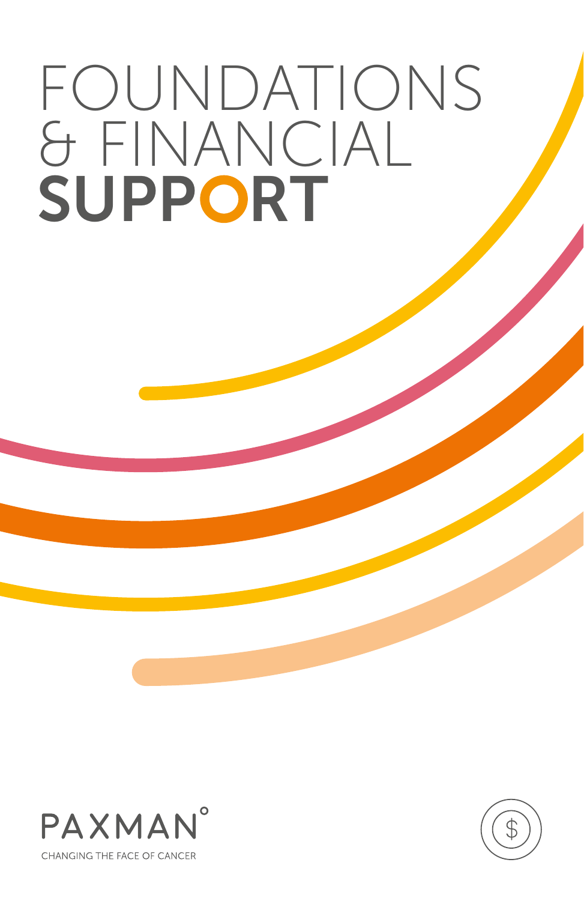# FOUNDATIONS & FINANCIAL SUPPORT

PAXMAN

CHANGING THE FACE OF CANCER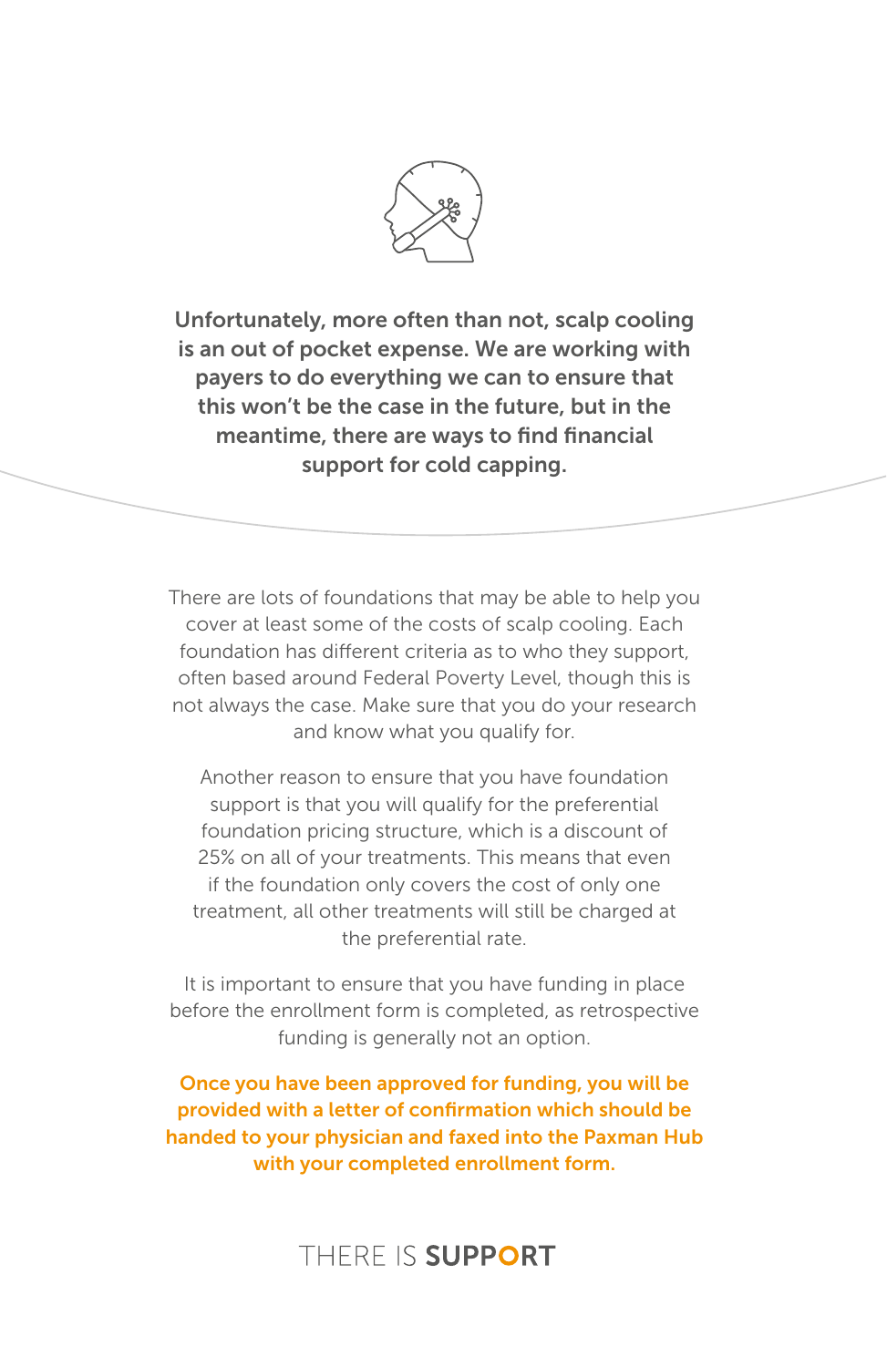**Unfortunately, more often than not, scalp cooling is an out of pocket expense. We are working with payers to do everything we can to ensure that this won't be the case in the future, but in the meantime, there are ways to find financial support for cold capping.**

There are lots of foundations that may be able to help you cover at least some of the costs of scalp cooling. Each foundation has different criteria as to who they support, often based around Federal Poverty Level, though this is not always the case. Make sure that you do your research and know what you qualify for.

Another reason to ensure that you have foundation support is that you will qualify for the preferential foundation pricing structure, which is a discount of 25% on all of your treatments. This means that even if the foundation only covers the cost of only one treatment, all other treatments will still be charged at the preferential rate.

It is important to ensure that you have funding in place before the enrollment form is completed, as retrospective funding is generally not an option.

**Once you have been approved for funding, you will be provided with a letter of confirmation which should be handed to your physician and faxed into the Paxman Hub with your completed enrollment form.**

THERE IS **SUPPORT**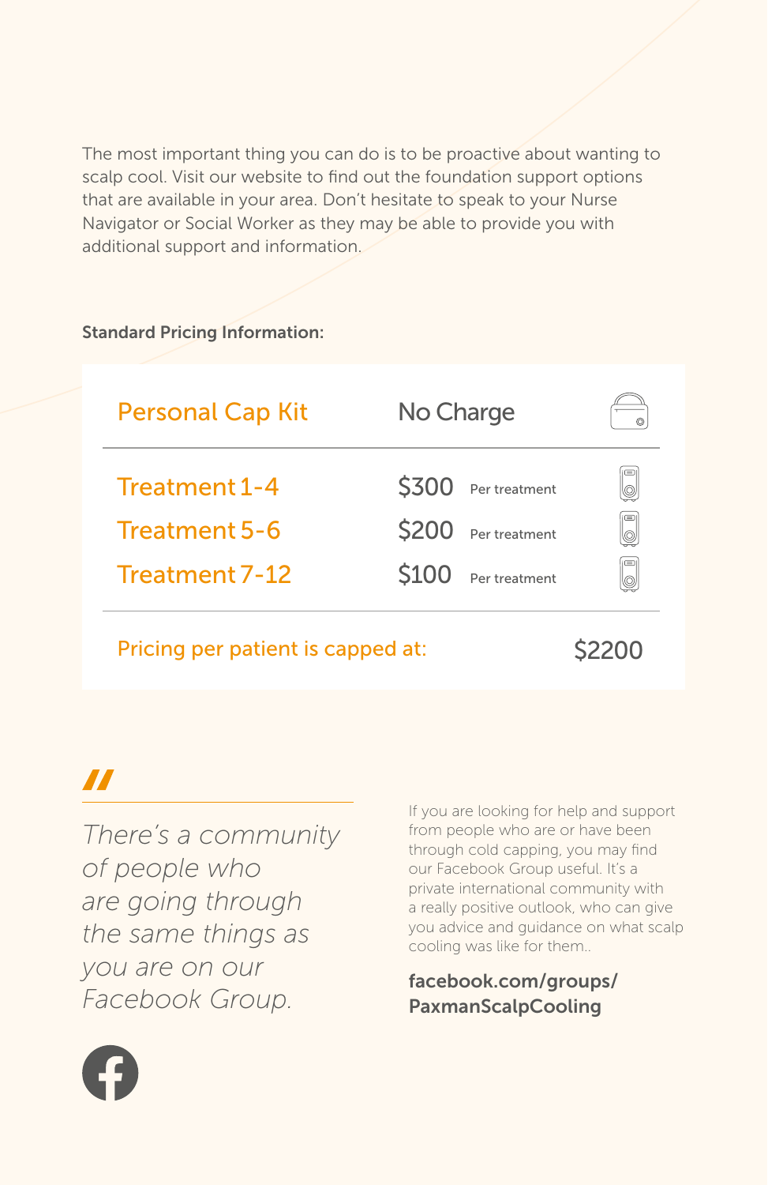The most important thing you can do is to be proactive about wanting to scalp cool. Visit our website to find out the foundation support options that are available in your area. Don't hesitate to speak to your Nurse Navigator or Social Worker as they may be able to provide you with additional support and information.

**Standard Pricing Information:**

| Item | Price | |
|---|---|---|
| Personal Cap Kit | No Charge | |
| Treatment 1-4 | $300 | Per treatment |
| Treatment 5-6 | $200 | Per treatment |
| Treatment 7-12 | $100 | Per treatment |
| Pricing per patient is capped at: | $2200 | |

> *There's a community of people who are going through the same things as you are on our Facebook Group.*

If you are looking for help and support from people who are or have been through cold capping, you may find our Facebook Group useful. It's a private international community with a really positive outlook, who can give you advice and guidance on what scalp cooling was like for them..

**facebook.com/groups/PaxmanScalpCooling**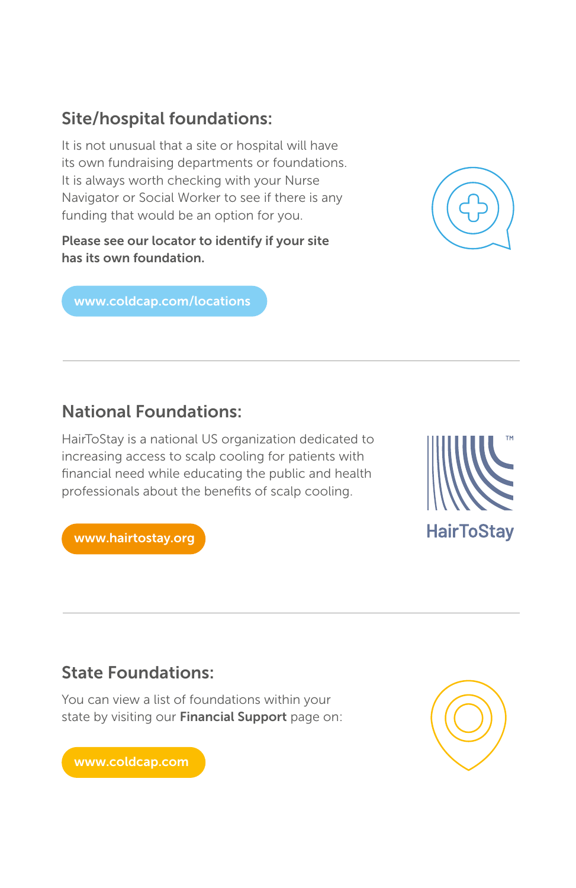## Site/hospital foundations:

It is not unusual that a site or hospital will have its own fundraising departments or foundations. It is always worth checking with your Nurse Navigator or Social Worker to see if there is any funding that would be an option for you.

**Please see our locator to identify if your site has its own foundation.**

www.coldcap.com/locations

---

## National Foundations:

HairToStay is a national US organization dedicated to increasing access to scalp cooling for patients with financial need while educating the public and health professionals about the benefits of scalp cooling.

www.hairtostay.org

HairToStay™

---

## State Foundations:

You can view a list of foundations within your state by visiting our **Financial Support** page on:

www.coldcap.com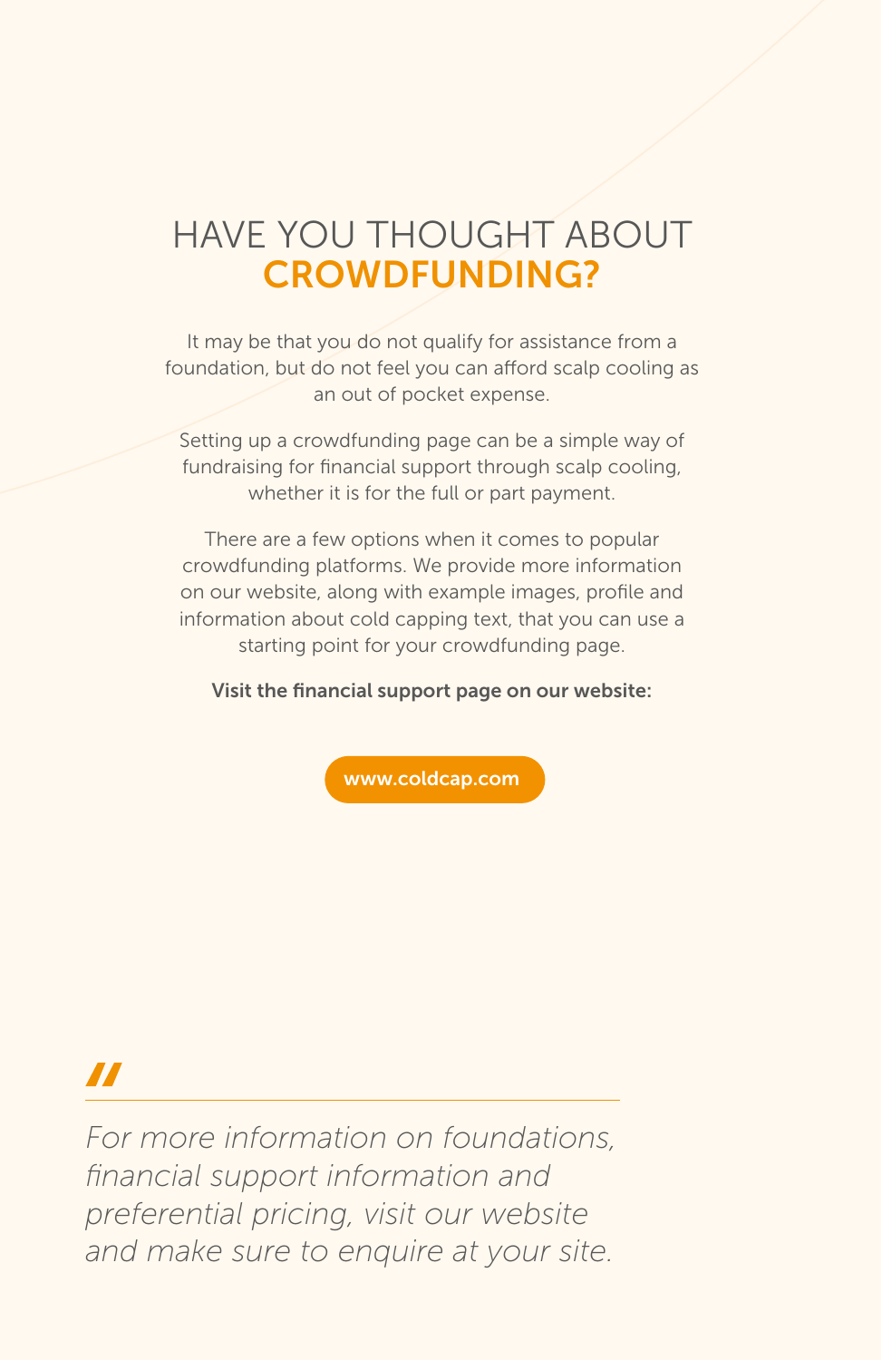# HAVE YOU THOUGHT ABOUT CROWDFUNDING?

It may be that you do not qualify for assistance from a foundation, but do not feel you can afford scalp cooling as an out of pocket expense.

Setting up a crowdfunding page can be a simple way of fundraising for financial support through scalp cooling, whether it is for the full or part payment.

There are a few options when it comes to popular crowdfunding platforms. We provide more information on our website, along with example images, profile and information about cold capping text, that you can use a starting point for your crowdfunding page.

**Visit the financial support page on our website:**

**www.coldcap.com**

*For more information on foundations, financial support information and preferential pricing, visit our website and make sure to enquire at your site.*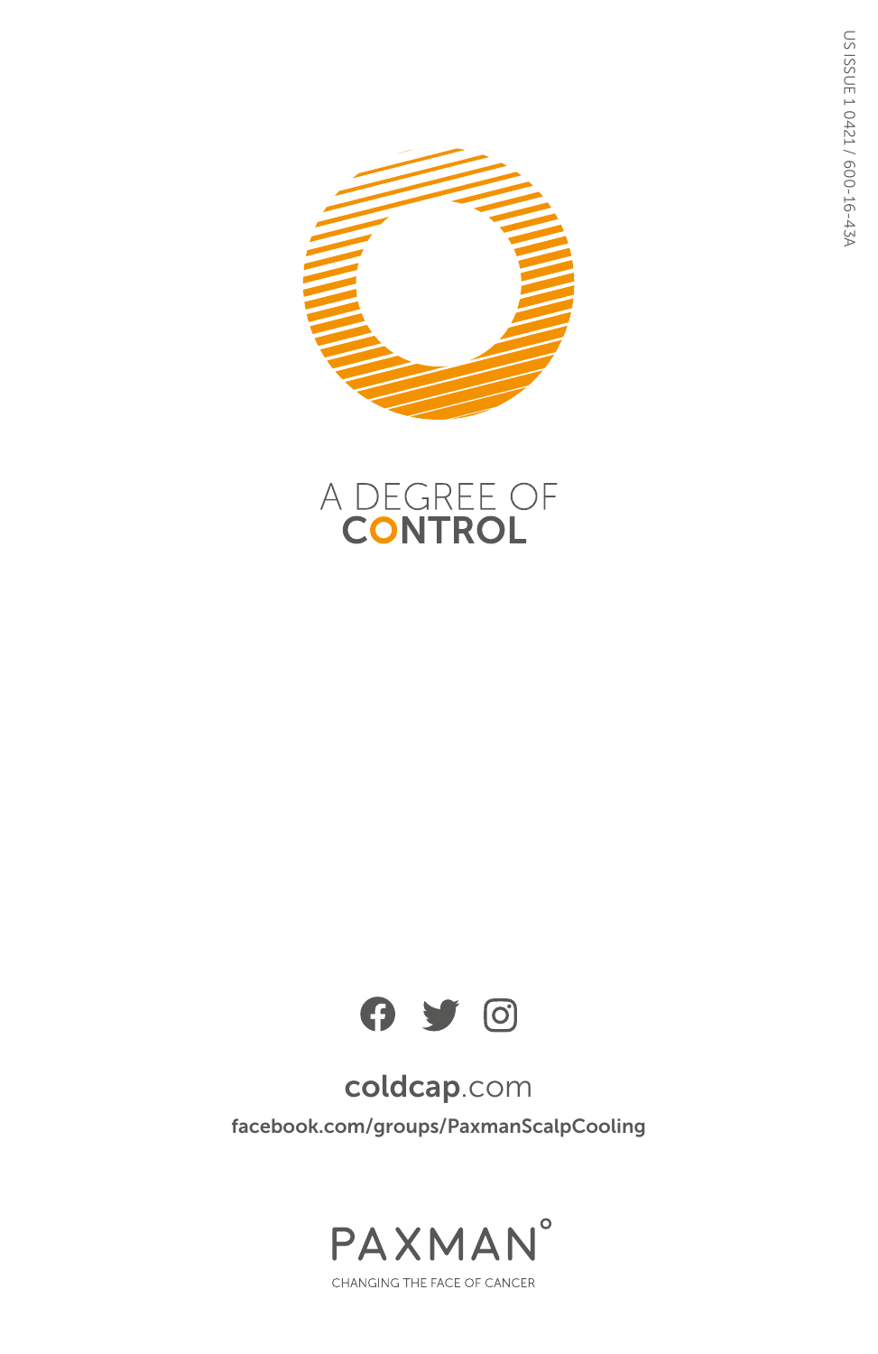US ISSUE 1 0421 / 600-16-43A

A DEGREE OF
**CONTROL**

**coldcap**.com

facebook.com/groups/PaxmanScalpCooling

PAXMAN°

CHANGING THE FACE OF CANCER